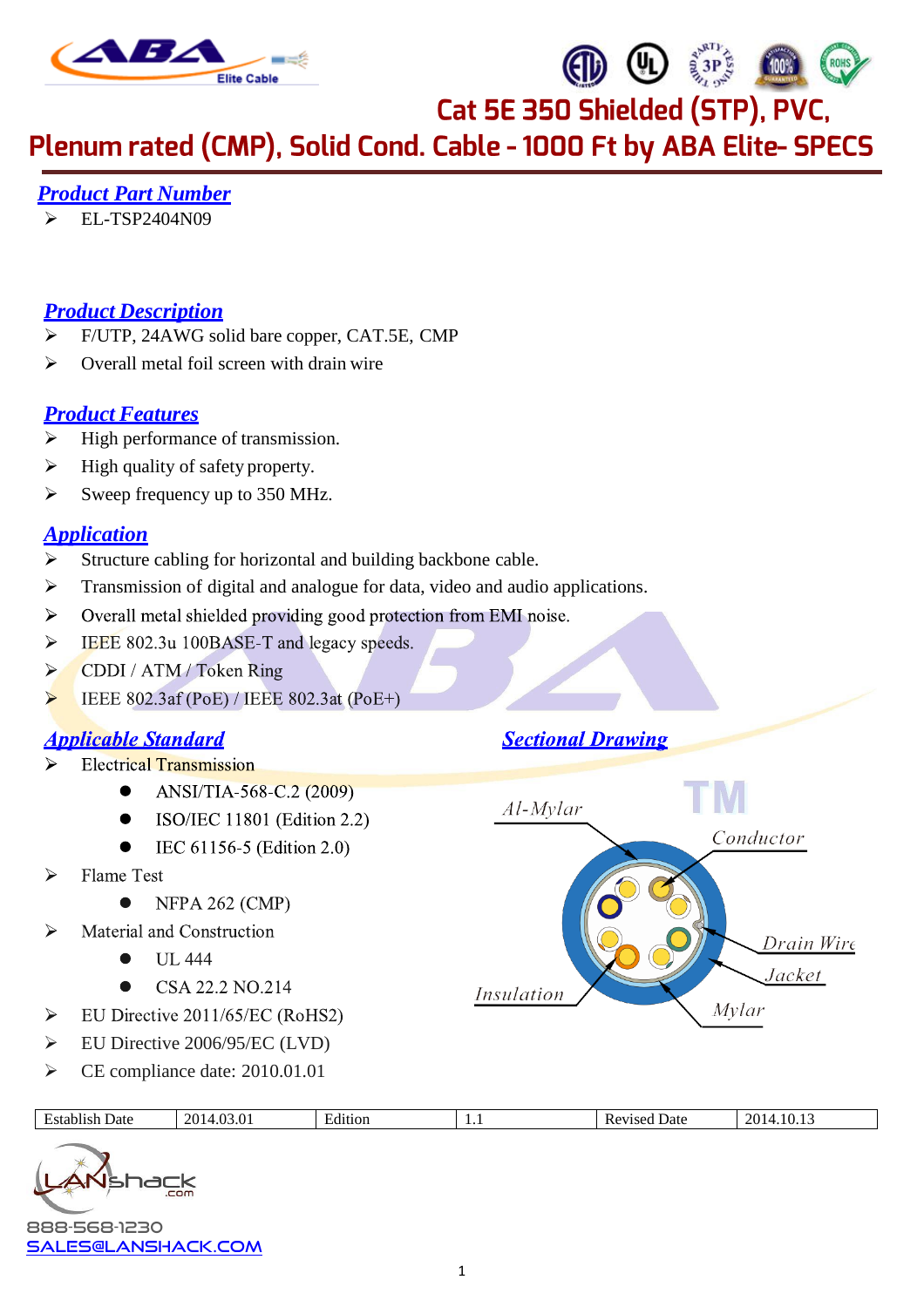# Cat 5E 350 Shielded (STP), PVC, Plenum rated (CMP), Solid Cond. Cable - 1000 Ft by ABA Elite- SPECS

## Product Part Number

- EL-TSP2404N09

## Product Description

- F/UTP, 24AWG solid bare copper, CAT.5E, CMP
- Overall metal foil screen with drain wire

## Product Features

- High performance of transmission.
- High quality of safety property.
- Sweep frequency up to 350 MHz.

## Application

- Structure cabling for horizontal and building backbone cable.
- Transmission of digital and analogue for data, video and audio applications.
- Overall metal shielded providing good protection from EMI noise.
- IEEE 802.3u 100BASE-T and legacy speeds.
- CDDI / ATM / Token Ring
- IEEE 802.3af (PoE) / IEEE 802.3at (PoE+)

## Applicable Standard

- Electrical Transmission
  - ANSI/TIA-568-C.2 (2009)
  - ISO/IEC 11801 (Edition 2.2)
  - IEC 61156-5 (Edition 2.0)
- Flame Test
  - NFPA 262 (CMP)
- Material and Construction
  - UL 444
  - CSA 22.2 NO.214
- EU Directive 2011/65/EC (RoHS2)
- EU Directive 2006/95/EC (LVD)
- CE compliance date: 2010.01.01

## Sectional Drawing

Al-Mylar, Conductor, Drain Wire, Jacket, Mylar, Insulation

| Establish Date | 2014.03.01 | Edition | 1.1 | Revised Date | 2014.10.13 |
|---|---|---|---|---|---|

888-568-1230
SALES@LANSHACK.COM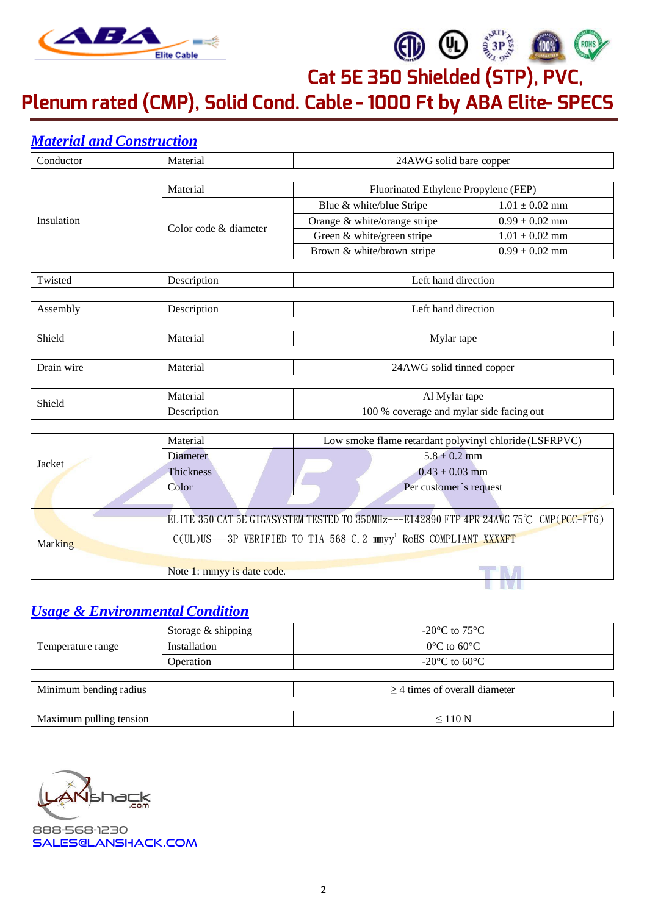# Cat 5E 350 Shielded (STP), PVC, Plenum rated (CMP), Solid Cond. Cable - 1000 Ft by ABA Elite- SPECS

## Material and Construction

| Conductor | Material | 24AWG solid bare copper | |
|---|---|---|---|
| Insulation | Material | Fluorinated Ethylene Propylene (FEP) | |
| | Color code & diameter | Blue & white/blue Stripe | 1.01 ± 0.02 mm |
| | | Orange & white/orange stripe | 0.99 ± 0.02 mm |
| | | Green & white/green stripe | 1.01 ± 0.02 mm |
| | | Brown & white/brown stripe | 0.99 ± 0.02 mm |
| Twisted | Description | Left hand direction | |
| Assembly | Description | Left hand direction | |
| Shield | Material | Mylar tape | |
| Drain wire | Material | 24AWG solid tinned copper | |
| Shield | Material | Al Mylar tape | |
| | Description | 100 % coverage and mylar side facing out | |
| Jacket | Material | Low smoke flame retardant polyvinyl chloride (LSFRPVC) | |
| | Diameter | 5.8 ± 0.2 mm | |
| | Thickness | 0.43 ± 0.03 mm | |
| | Color | Per customer`s request | |
| Marking | ELITE 350 CAT 5E GIGASYSTEM TESTED TO 350MHz---E142890 FTP 4PR 24AWG 75℃ CMP(PCC-FT6) C(UL)US---3P VERIFIED TO TIA-568-C.2 mmyy[1] RoHS COMPLIANT XXXXFT<br>Note 1: mmyy is date code. | | |

## Usage & Environmental Condition

| Temperature range | Storage & shipping | -20°C to 75°C |
|---|---|---|
| | Installation | 0°C to 60°C |
| | Operation | -20°C to 60°C |
| Minimum bending radius | | ≥ 4 times of overall diameter |
| Maximum pulling tension | | ≤ 110 N |

888-568-1230
SALES@LANSHACK.COM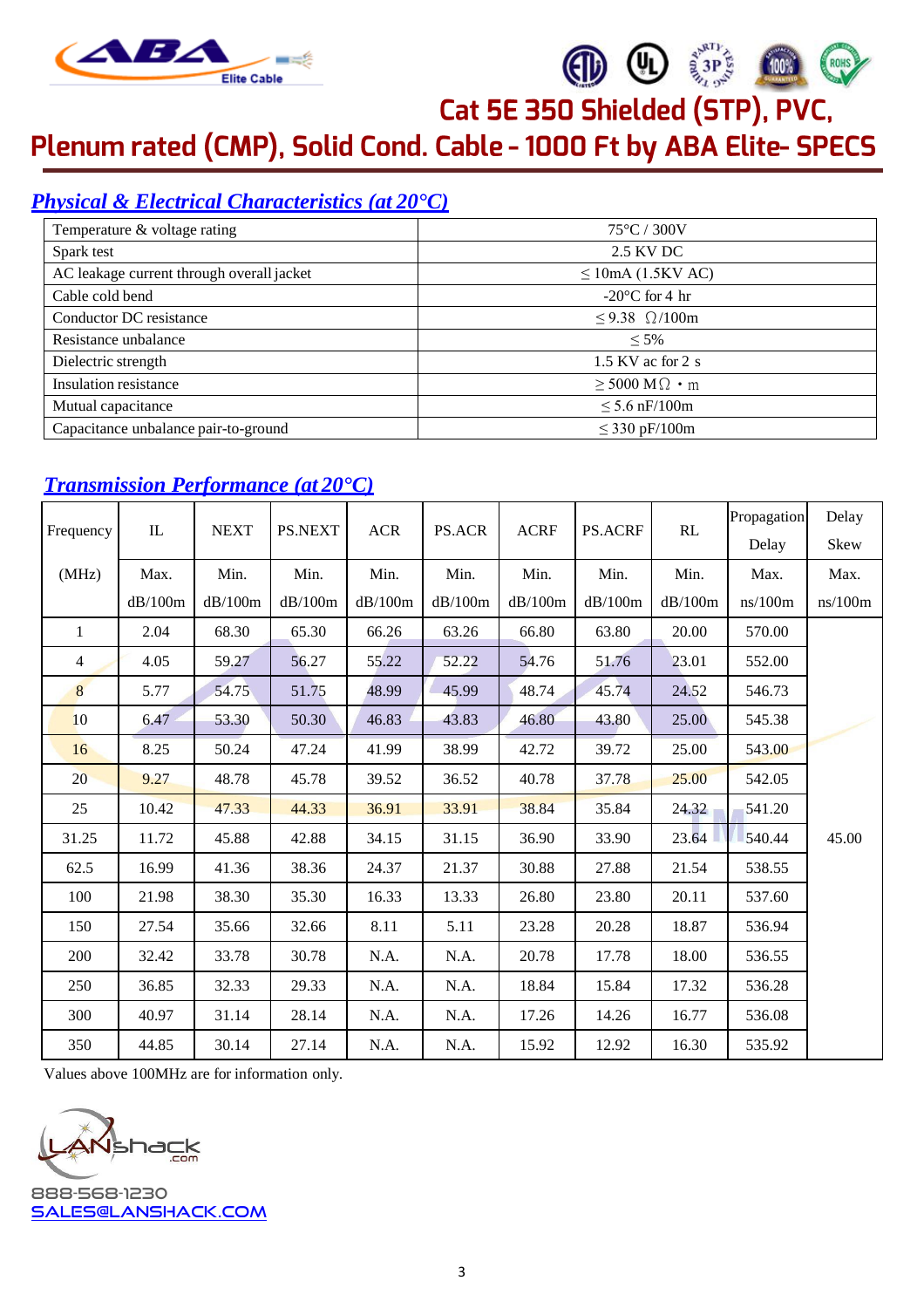# Cat 5E 350 Shielded (STP), PVC, Plenum rated (CMP), Solid Cond. Cable - 1000 Ft by ABA Elite- SPECS

## Physical & Electrical Characteristics (at 20°C)

| Temperature & voltage rating | 75°C / 300V |
|---|---|
| Spark test | 2.5 KV DC |
| AC leakage current through overall jacket | ≤ 10mA (1.5KV AC) |
| Cable cold bend | -20°C for 4 hr |
| Conductor DC resistance | ≤ 9.38 Ω/100m |
| Resistance unbalance | ≤ 5% |
| Dielectric strength | 1.5 KV ac for 2 s |
| Insulation resistance | ≥ 5000 MΩ • m |
| Mutual capacitance | ≤ 5.6 nF/100m |
| Capacitance unbalance pair-to-ground | ≤ 330 pF/100m |

## Transmission Performance (at 20°C)

| Frequency | IL | NEXT | PS.NEXT | ACR | PS.ACR | ACRF | PS.ACRF | RL | Propagation Delay | Delay Skew |
|---|---|---|---|---|---|---|---|---|---|---|
| (MHz) | Max. dB/100m | Min. dB/100m | Min. dB/100m | Min. dB/100m | Min. dB/100m | Min. dB/100m | Min. dB/100m | Min. dB/100m | Max. ns/100m | Max. ns/100m |
| 1 | 2.04 | 68.30 | 65.30 | 66.26 | 63.26 | 66.80 | 63.80 | 20.00 | 570.00 | 45.00 |
| 4 | 4.05 | 59.27 | 56.27 | 55.22 | 52.22 | 54.76 | 51.76 | 23.01 | 552.00 | |
| 8 | 5.77 | 54.75 | 51.75 | 48.99 | 45.99 | 48.74 | 45.74 | 24.52 | 546.73 | |
| 10 | 6.47 | 53.30 | 50.30 | 46.83 | 43.83 | 46.80 | 43.80 | 25.00 | 545.38 | |
| 16 | 8.25 | 50.24 | 47.24 | 41.99 | 38.99 | 42.72 | 39.72 | 25.00 | 543.00 | |
| 20 | 9.27 | 48.78 | 45.78 | 39.52 | 36.52 | 40.78 | 37.78 | 25.00 | 542.05 | |
| 25 | 10.42 | 47.33 | 44.33 | 36.91 | 33.91 | 38.84 | 35.84 | 24.32 | 541.20 | |
| 31.25 | 11.72 | 45.88 | 42.88 | 34.15 | 31.15 | 36.90 | 33.90 | 23.64 | 540.44 | |
| 62.5 | 16.99 | 41.36 | 38.36 | 24.37 | 21.37 | 30.88 | 27.88 | 21.54 | 538.55 | |
| 100 | 21.98 | 38.30 | 35.30 | 16.33 | 13.33 | 26.80 | 23.80 | 20.11 | 537.60 | |
| 150 | 27.54 | 35.66 | 32.66 | 8.11 | 5.11 | 23.28 | 20.28 | 18.87 | 536.94 | |
| 200 | 32.42 | 33.78 | 30.78 | N.A. | N.A. | 20.78 | 17.78 | 18.00 | 536.55 | |
| 250 | 36.85 | 32.33 | 29.33 | N.A. | N.A. | 18.84 | 15.84 | 17.32 | 536.28 | |
| 300 | 40.97 | 31.14 | 28.14 | N.A. | N.A. | 17.26 | 14.26 | 16.77 | 536.08 | |
| 350 | 44.85 | 30.14 | 27.14 | N.A. | N.A. | 15.92 | 12.92 | 16.30 | 535.92 | |

Values above 100MHz are for information only.

888-568-1230
SALES@LANSHACK.COM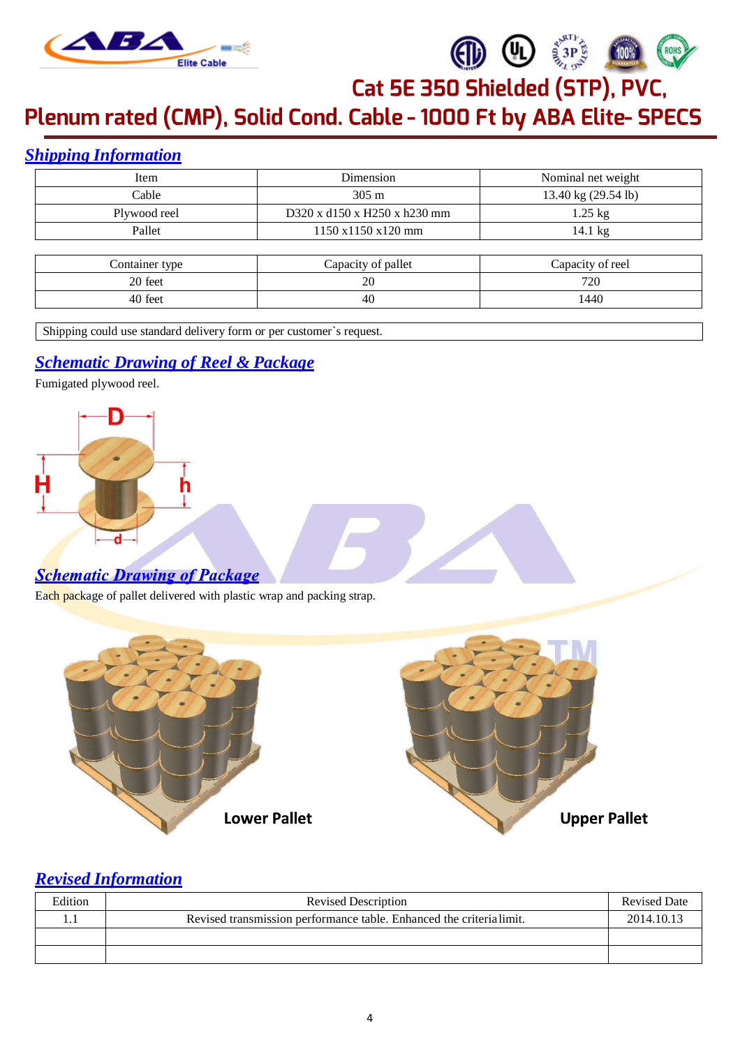# Cat 5E 350 Shielded (STP), PVC, Plenum rated (CMP), Solid Cond. Cable - 1000 Ft by ABA Elite- SPECS

## Shipping Information

| Item | Dimension | Nominal net weight |
|---|---|---|
| Cable | 305 m | 13.40 kg (29.54 lb) |
| Plywood reel | D320 x d150 x H250 x h230 mm | 1.25 kg |
| Pallet | 1150 x1150 x120 mm | 14.1 kg |

| Container type | Capacity of pallet | Capacity of reel |
|---|---|---|
| 20 feet | 20 | 720 |
| 40 feet | 40 | 1440 |

Shipping could use standard delivery form or per customer`s request.

## Schematic Drawing of Reel & Package

Fumigated plywood reel.

D

H

h

d

## Schematic Drawing of Package

Each package of pallet delivered with plastic wrap and packing strap.

Lower Pallet

Upper Pallet

## Revised Information

| Edition | Revised Description | Revised Date |
|---|---|---|
| 1.1 | Revised transmission performance table. Enhanced the criteria limit. | 2014.10.13 |
| | | |
| | | |